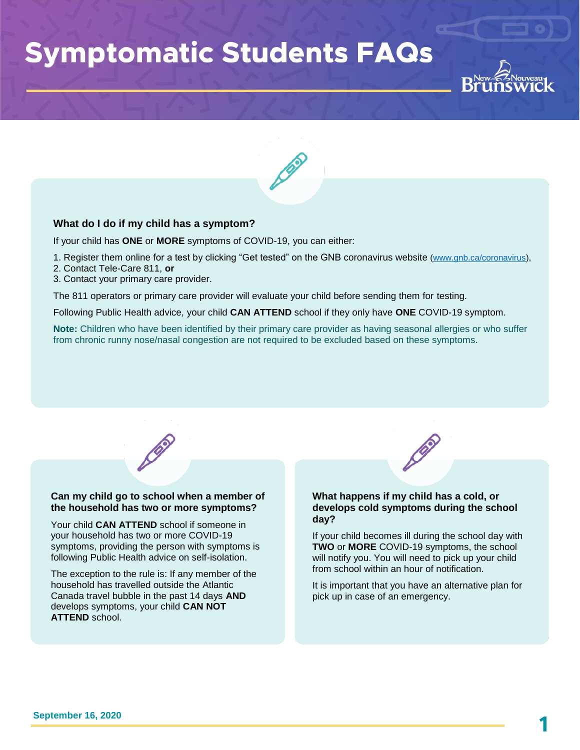# Symptomatic Students FAQs

### What do I do if my child has a symptom?

If your child has **ONE** or **MORE** symptoms of COVID-19, you can either:

1. Register them online for a test by clicking "Get tested" on the GNB coronavirus website (www.gnb.ca/coronavirus),
2. Contact Tele-Care 811, **or**
3. Contact your primary care provider.

The 811 operators or primary care provider will evaluate your child before sending them for testing.

Following Public Health advice, your child **CAN ATTEND** school if they only have **ONE** COVID-19 symptom.

**Note:** Children who have been identified by their primary care provider as having seasonal allergies or who suffer from chronic runny nose/nasal congestion are not required to be excluded based on these symptoms.

### Can my child go to school when a member of the household has two or more symptoms?

Your child **CAN ATTEND** school if someone in your household has two or more COVID-19 symptoms, providing the person with symptoms is following Public Health advice on self-isolation.

The exception to the rule is: If any member of the household has travelled outside the Atlantic Canada travel bubble in the past 14 days **AND** develops symptoms, your child **CAN NOT ATTEND** school.

### What happens if my child has a cold, or develops cold symptoms during the school day?

If your child becomes ill during the school day with **TWO** or **MORE** COVID-19 symptoms, the school will notify you. You will need to pick up your child from school within an hour of notification.

It is important that you have an alternative plan for pick up in case of an emergency.

September 16, 2020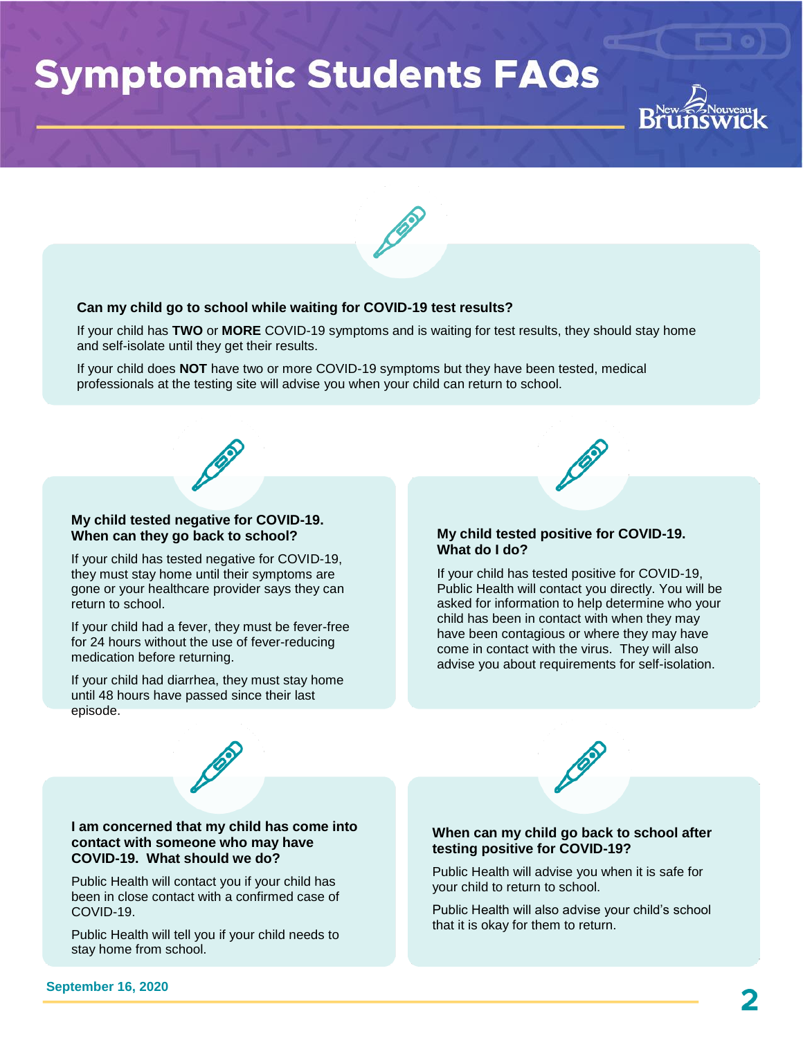# Symptomatic Students FAQs

New Brunswick Nouveau-Brunswick

### Can my child go to school while waiting for COVID-19 test results?

If your child has **TWO** or **MORE** COVID-19 symptoms and is waiting for test results, they should stay home and self-isolate until they get their results.

If your child does **NOT** have two or more COVID-19 symptoms but they have been tested, medical professionals at the testing site will advise you when your child can return to school.

### My child tested negative for COVID-19. When can they go back to school?

If your child has tested negative for COVID-19, they must stay home until their symptoms are gone or your healthcare provider says they can return to school.

If your child had a fever, they must be fever-free for 24 hours without the use of fever-reducing medication before returning.

If your child had diarrhea, they must stay home until 48 hours have passed since their last episode.

### My child tested positive for COVID-19. What do I do?

If your child has tested positive for COVID-19, Public Health will contact you directly. You will be asked for information to help determine who your child has been in contact with when they may have been contagious or where they may have come in contact with the virus. They will also advise you about requirements for self-isolation.

### I am concerned that my child has come into contact with someone who may have COVID-19. What should we do?

Public Health will contact you if your child has been in close contact with a confirmed case of COVID-19.

Public Health will tell you if your child needs to stay home from school.

### When can my child go back to school after testing positive for COVID-19?

Public Health will advise you when it is safe for your child to return to school.

Public Health will also advise your child's school that it is okay for them to return.

September 16, 2020